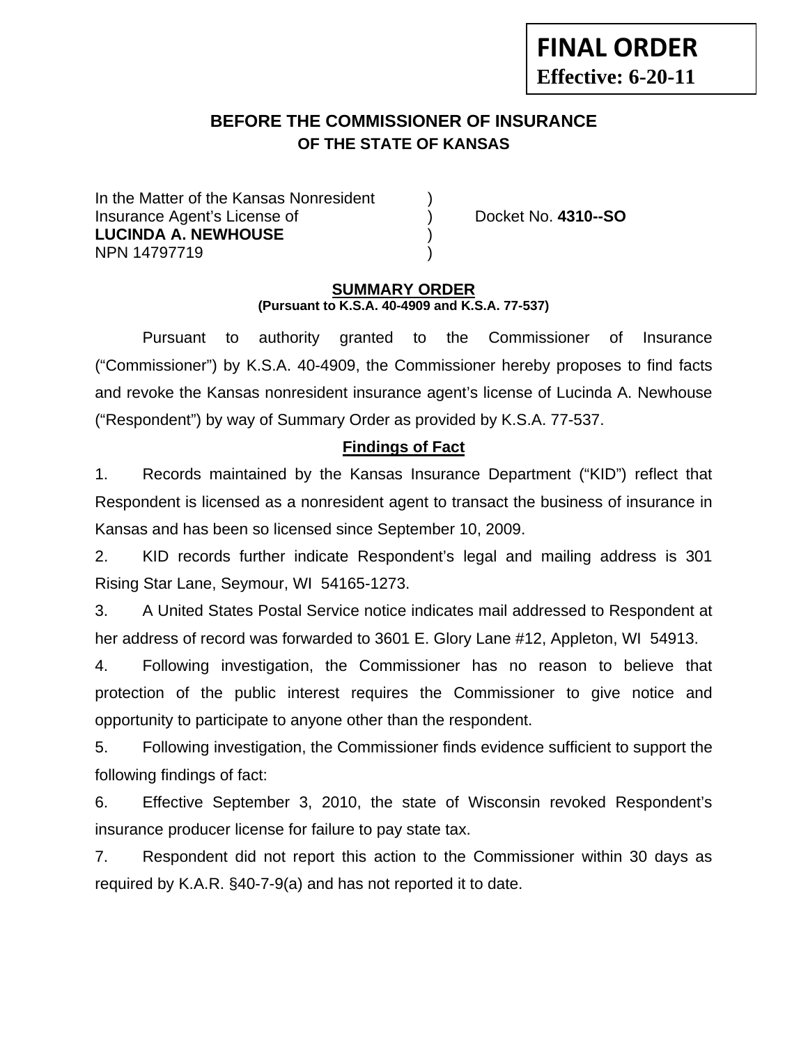**FINAL ORDER**
**Effective: 6-20-11**

## BEFORE THE COMMISSIONER OF INSURANCE
## OF THE STATE OF KANSAS

| | | |
|---|---|---|
| In the Matter of the Kansas Nonresident | ) | |
| Insurance Agent's License of | ) | Docket No. **4310--SO** |
| **LUCINDA A. NEWHOUSE** | ) | |
| NPN 14797719 | ) | |

### SUMMARY ORDER
**(Pursuant to K.S.A. 40-4909 and K.S.A. 77-537)**

Pursuant to authority granted to the Commissioner of Insurance ("Commissioner") by K.S.A. 40-4909, the Commissioner hereby proposes to find facts and revoke the Kansas nonresident insurance agent's license of Lucinda A. Newhouse ("Respondent") by way of Summary Order as provided by K.S.A. 77-537.

### Findings of Fact

1. Records maintained by the Kansas Insurance Department ("KID") reflect that Respondent is licensed as a nonresident agent to transact the business of insurance in Kansas and has been so licensed since September 10, 2009.

2. KID records further indicate Respondent's legal and mailing address is 301 Rising Star Lane, Seymour, WI 54165-1273.

3. A United States Postal Service notice indicates mail addressed to Respondent at her address of record was forwarded to 3601 E. Glory Lane #12, Appleton, WI 54913.

4. Following investigation, the Commissioner has no reason to believe that protection of the public interest requires the Commissioner to give notice and opportunity to participate to anyone other than the respondent.

5. Following investigation, the Commissioner finds evidence sufficient to support the following findings of fact:

6. Effective September 3, 2010, the state of Wisconsin revoked Respondent's insurance producer license for failure to pay state tax.

7. Respondent did not report this action to the Commissioner within 30 days as required by K.A.R. §40-7-9(a) and has not reported it to date.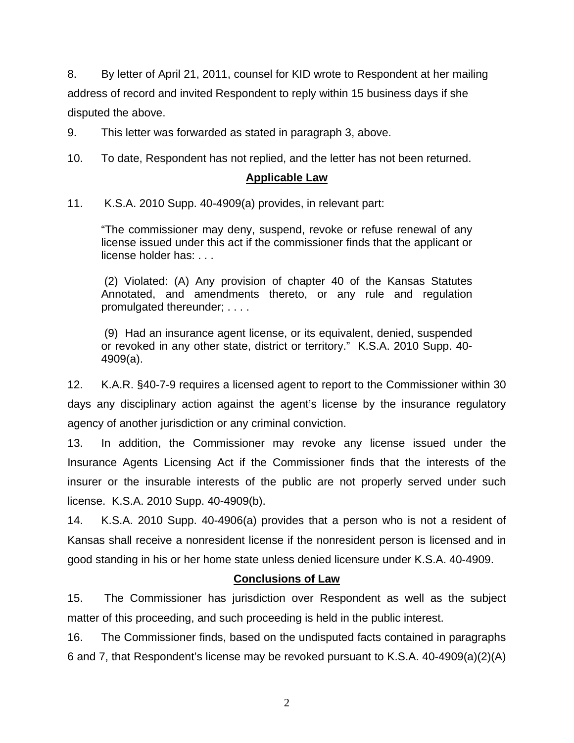8. By letter of April 21, 2011, counsel for KID wrote to Respondent at her mailing address of record and invited Respondent to reply within 15 business days if she disputed the above.

9. This letter was forwarded as stated in paragraph 3, above.

10. To date, Respondent has not replied, and the letter has not been returned.

## Applicable Law

11. K.S.A. 2010 Supp. 40-4909(a) provides, in relevant part:

> "The commissioner may deny, suspend, revoke or refuse renewal of any license issued under this act if the commissioner finds that the applicant or license holder has: . . .
>
> (2) Violated: (A) Any provision of chapter 40 of the Kansas Statutes Annotated, and amendments thereto, or any rule and regulation promulgated thereunder; . . . .
>
> (9) Had an insurance agent license, or its equivalent, denied, suspended or revoked in any other state, district or territory." K.S.A. 2010 Supp. 40-4909(a).

12. K.A.R. §40-7-9 requires a licensed agent to report to the Commissioner within 30 days any disciplinary action against the agent's license by the insurance regulatory agency of another jurisdiction or any criminal conviction.

13. In addition, the Commissioner may revoke any license issued under the Insurance Agents Licensing Act if the Commissioner finds that the interests of the insurer or the insurable interests of the public are not properly served under such license. K.S.A. 2010 Supp. 40-4909(b).

14. K.S.A. 2010 Supp. 40-4906(a) provides that a person who is not a resident of Kansas shall receive a nonresident license if the nonresident person is licensed and in good standing in his or her home state unless denied licensure under K.S.A. 40-4909.

## Conclusions of Law

15. The Commissioner has jurisdiction over Respondent as well as the subject matter of this proceeding, and such proceeding is held in the public interest.

16. The Commissioner finds, based on the undisputed facts contained in paragraphs 6 and 7, that Respondent's license may be revoked pursuant to K.S.A. 40-4909(a)(2)(A)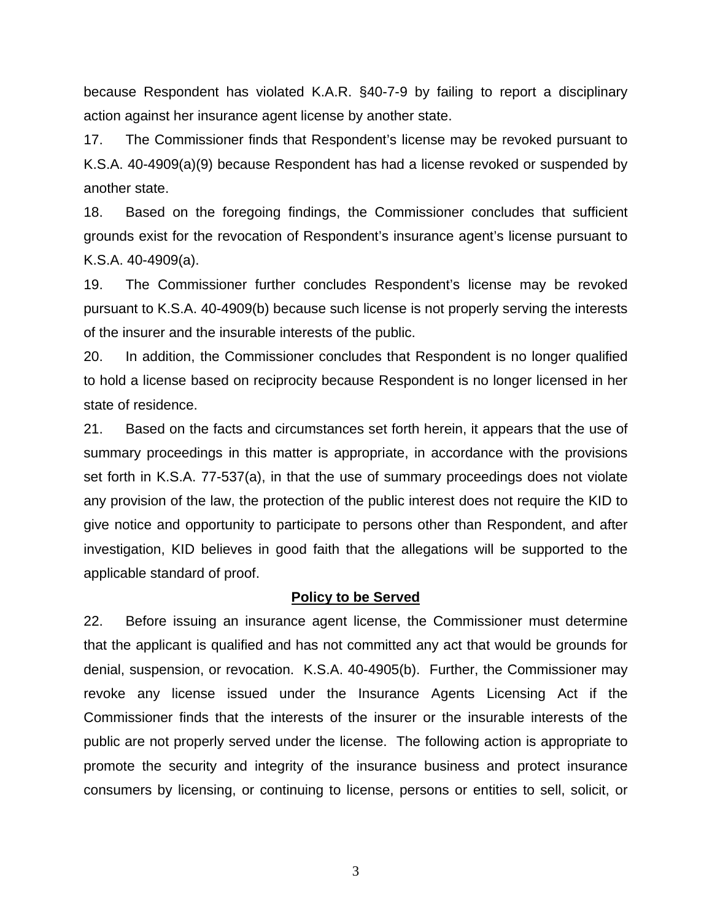because Respondent has violated K.A.R. §40-7-9 by failing to report a disciplinary action against her insurance agent license by another state.

17. The Commissioner finds that Respondent's license may be revoked pursuant to K.S.A. 40-4909(a)(9) because Respondent has had a license revoked or suspended by another state.

18. Based on the foregoing findings, the Commissioner concludes that sufficient grounds exist for the revocation of Respondent's insurance agent's license pursuant to K.S.A. 40-4909(a).

19. The Commissioner further concludes Respondent's license may be revoked pursuant to K.S.A. 40-4909(b) because such license is not properly serving the interests of the insurer and the insurable interests of the public.

20. In addition, the Commissioner concludes that Respondent is no longer qualified to hold a license based on reciprocity because Respondent is no longer licensed in her state of residence.

21. Based on the facts and circumstances set forth herein, it appears that the use of summary proceedings in this matter is appropriate, in accordance with the provisions set forth in K.S.A. 77-537(a), in that the use of summary proceedings does not violate any provision of the law, the protection of the public interest does not require the KID to give notice and opportunity to participate to persons other than Respondent, and after investigation, KID believes in good faith that the allegations will be supported to the applicable standard of proof.

## **Policy to be Served**

22. Before issuing an insurance agent license, the Commissioner must determine that the applicant is qualified and has not committed any act that would be grounds for denial, suspension, or revocation. K.S.A. 40-4905(b). Further, the Commissioner may revoke any license issued under the Insurance Agents Licensing Act if the Commissioner finds that the interests of the insurer or the insurable interests of the public are not properly served under the license. The following action is appropriate to promote the security and integrity of the insurance business and protect insurance consumers by licensing, or continuing to license, persons or entities to sell, solicit, or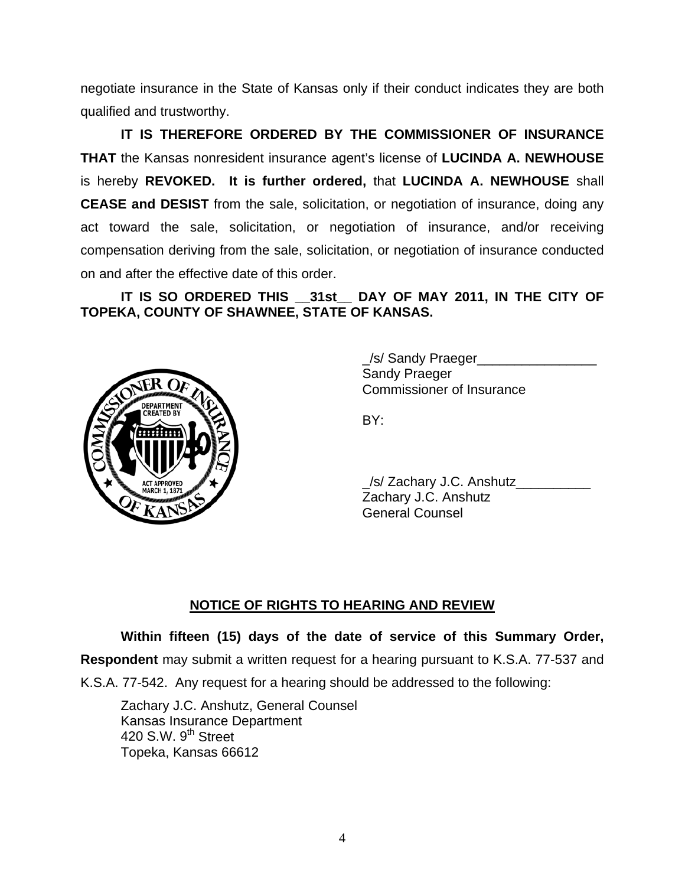negotiate insurance in the State of Kansas only if their conduct indicates they are both qualified and trustworthy.

**IT IS THEREFORE ORDERED BY THE COMMISSIONER OF INSURANCE THAT** the Kansas nonresident insurance agent's license of **LUCINDA A. NEWHOUSE** is hereby **REVOKED. It is further ordered,** that **LUCINDA A. NEWHOUSE** shall **CEASE and DESIST** from the sale, solicitation, or negotiation of insurance, doing any act toward the sale, solicitation, or negotiation of insurance, and/or receiving compensation deriving from the sale, solicitation, or negotiation of insurance conducted on and after the effective date of this order.

**IT IS SO ORDERED THIS __31st__ DAY OF MAY 2011, IN THE CITY OF TOPEKA, COUNTY OF SHAWNEE, STATE OF KANSAS.**

_/s/ Sandy Praeger________________
Sandy Praeger
Commissioner of Insurance

BY:

_/s/ Zachary J.C. Anshutz__________
Zachary J.C. Anshutz
General Counsel

## NOTICE OF RIGHTS TO HEARING AND REVIEW

**Within fifteen (15) days of the date of service of this Summary Order, Respondent** may submit a written request for a hearing pursuant to K.S.A. 77-537 and K.S.A. 77-542. Any request for a hearing should be addressed to the following:

Zachary J.C. Anshutz, General Counsel
Kansas Insurance Department
420 S.W. 9th Street
Topeka, Kansas 66612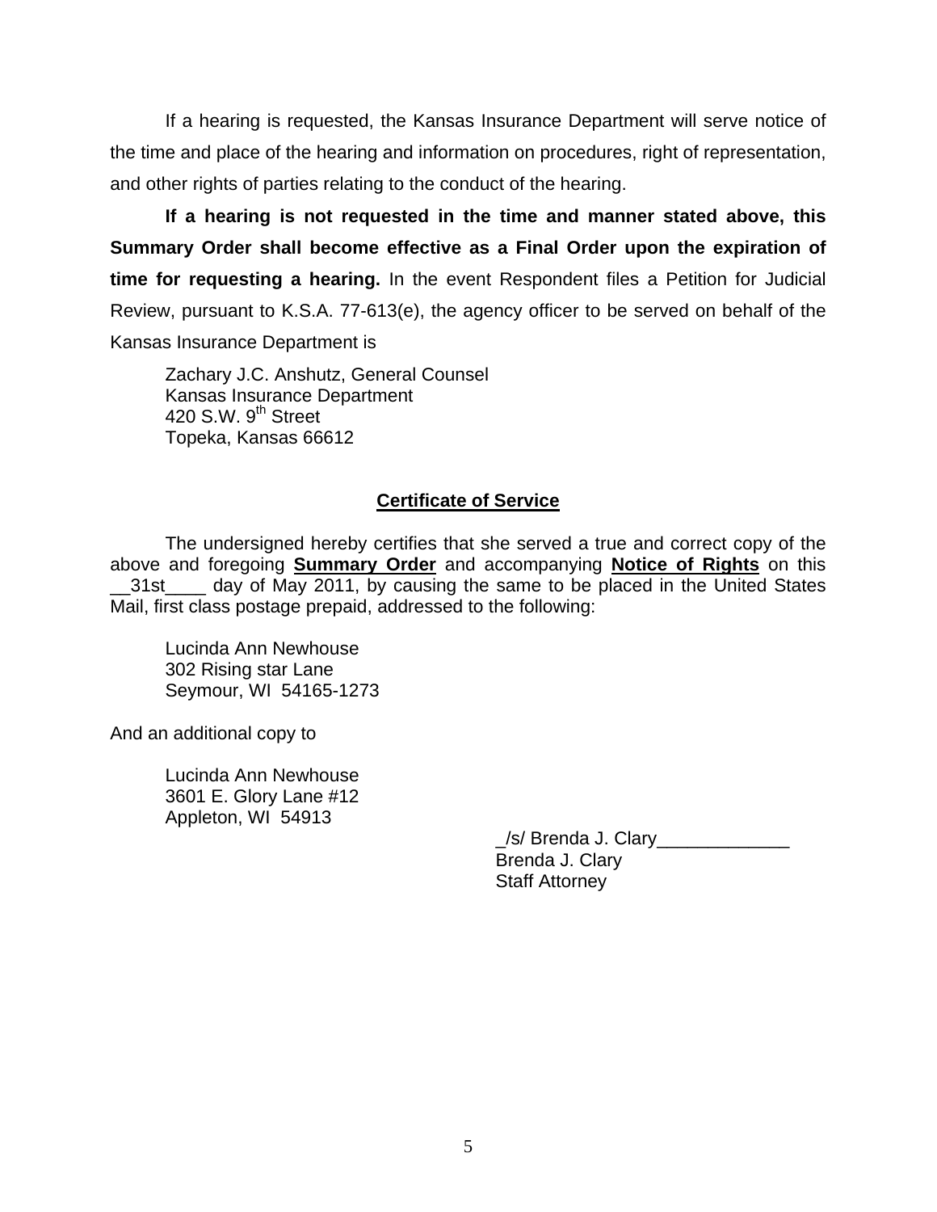If a hearing is requested, the Kansas Insurance Department will serve notice of the time and place of the hearing and information on procedures, right of representation, and other rights of parties relating to the conduct of the hearing.

**If a hearing is not requested in the time and manner stated above, this Summary Order shall become effective as a Final Order upon the expiration of time for requesting a hearing.** In the event Respondent files a Petition for Judicial Review, pursuant to K.S.A. 77-613(e), the agency officer to be served on behalf of the Kansas Insurance Department is

Zachary J.C. Anshutz, General Counsel
Kansas Insurance Department
420 S.W. 9th Street
Topeka, Kansas 66612

## Certificate of Service

The undersigned hereby certifies that she served a true and correct copy of the above and foregoing **Summary Order** and accompanying **Notice of Rights** on this __31st____ day of May 2011, by causing the same to be placed in the United States Mail, first class postage prepaid, addressed to the following:

Lucinda Ann Newhouse
302 Rising star Lane
Seymour, WI 54165-1273

And an additional copy to

Lucinda Ann Newhouse
3601 E. Glory Lane #12
Appleton, WI 54913

_/s/ Brenda J. Clary_____________
Brenda J. Clary
Staff Attorney